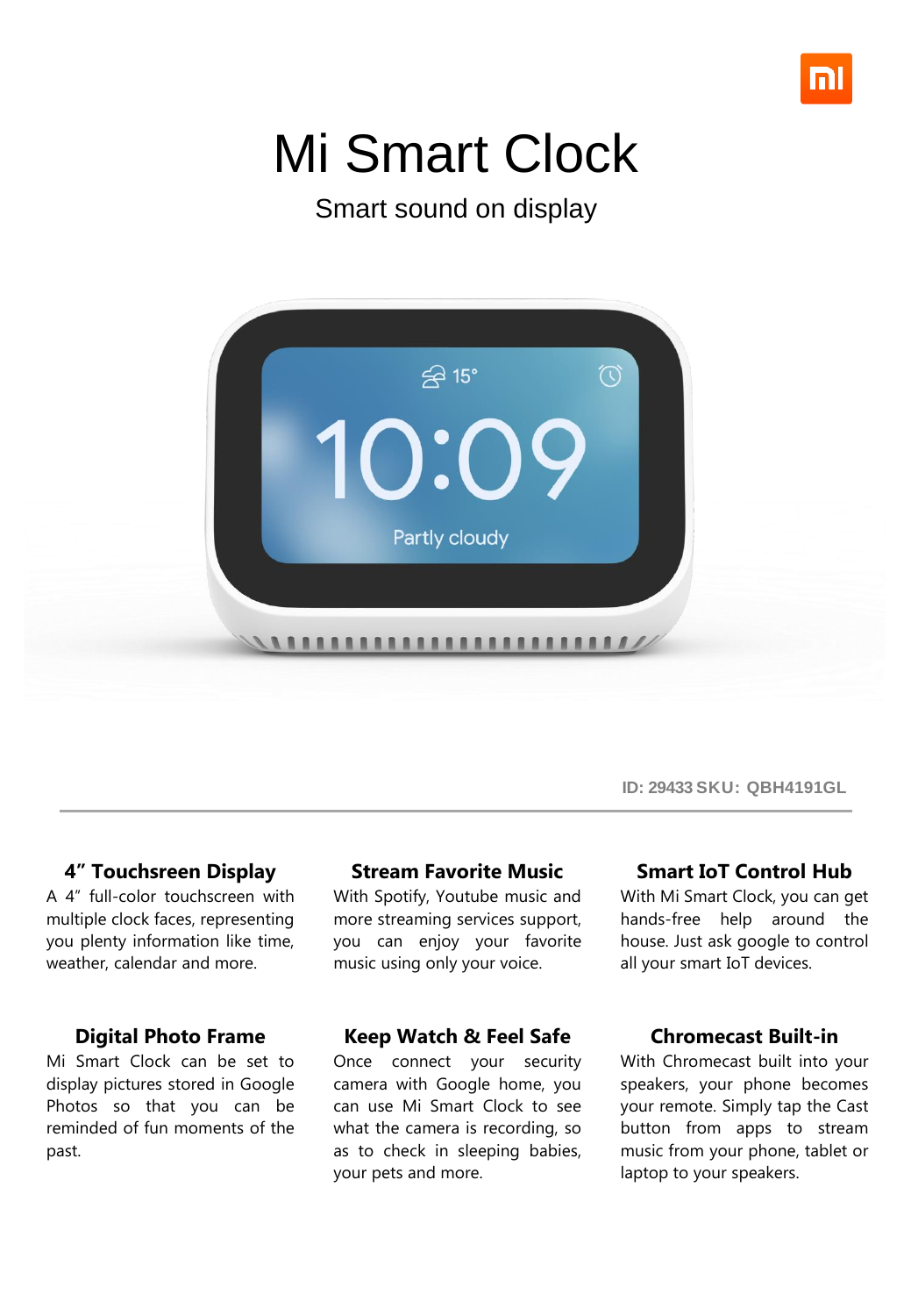# Mi Smart Clock

Smart sound on display

ID: 29433 SKU: QBH4191GL

### 4" Touchsreen Display

A 4" full-color touchscreen with multiple clock faces, representing you plenty information like time, weather, calendar and more.

### Stream Favorite Music

With Spotify, Youtube music and more streaming services support, you can enjoy your favorite music using only your voice.

### Smart IoT Control Hub

With Mi Smart Clock, you can get hands-free help around the house. Just ask google to control all your smart IoT devices.

### Digital Photo Frame

Mi Smart Clock can be set to display pictures stored in Google Photos so that you can be reminded of fun moments of the past.

### Keep Watch & Feel Safe

Once connect your security camera with Google home, you can use Mi Smart Clock to see what the camera is recording, so as to check in sleeping babies, your pets and more.

### Chromecast Built-in

With Chromecast built into your speakers, your phone becomes your remote. Simply tap the Cast button from apps to stream music from your phone, tablet or laptop to your speakers.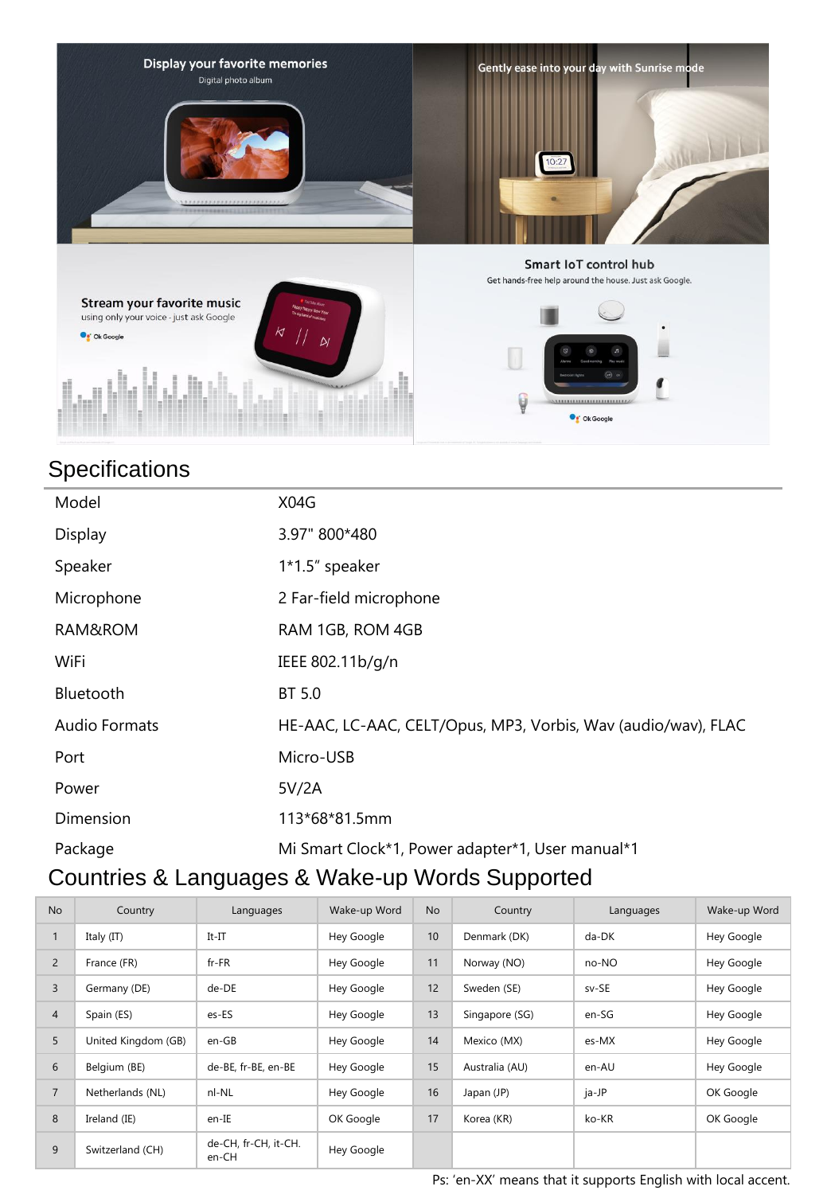Display your favorite memories

Digital photo album

Gently ease into your day with Sunrise mode

Stream your favorite music

using only your voice - just ask Google

Ok Google

Smart IoT control hub

Get hands-free help around the house. Just ask Google.

Ok Google

## Specifications

| | |
|---|---|
| Model | X04G |
| Display | 3.97" 800*480 |
| Speaker | 1*1.5" speaker |
| Microphone | 2 Far-field microphone |
| RAM&ROM | RAM 1GB, ROM 4GB |
| WiFi | IEEE 802.11b/g/n |
| Bluetooth | BT 5.0 |
| Audio Formats | HE-AAC, LC-AAC, CELT/Opus, MP3, Vorbis, Wav (audio/wav), FLAC |
| Port | Micro-USB |
| Power | 5V/2A |
| Dimension | 113*68*81.5mm |
| Package | Mi Smart Clock*1, Power adapter*1, User manual*1 |

## Countries & Languages & Wake-up Words Supported

| No | Country | Languages | Wake-up Word | No | Country | Languages | Wake-up Word |
|---|---|---|---|---|---|---|---|
| 1 | Italy (IT) | It-IT | Hey Google | 10 | Denmark (DK) | da-DK | Hey Google |
| 2 | France (FR) | fr-FR | Hey Google | 11 | Norway (NO) | no-NO | Hey Google |
| 3 | Germany (DE) | de-DE | Hey Google | 12 | Sweden (SE) | sv-SE | Hey Google |
| 4 | Spain (ES) | es-ES | Hey Google | 13 | Singapore (SG) | en-SG | Hey Google |
| 5 | United Kingdom (GB) | en-GB | Hey Google | 14 | Mexico (MX) | es-MX | Hey Google |
| 6 | Belgium (BE) | de-BE, fr-BE, en-BE | Hey Google | 15 | Australia (AU) | en-AU | Hey Google |
| 7 | Netherlands (NL) | nl-NL | Hey Google | 16 | Japan (JP) | ja-JP | OK Google |
| 8 | Ireland (IE) | en-IE | OK Google | 17 | Korea (KR) | ko-KR | OK Google |
| 9 | Switzerland (CH) | de-CH, fr-CH, it-CH. en-CH | Hey Google | | | | |

Ps: 'en-XX' means that it supports English with local accent.